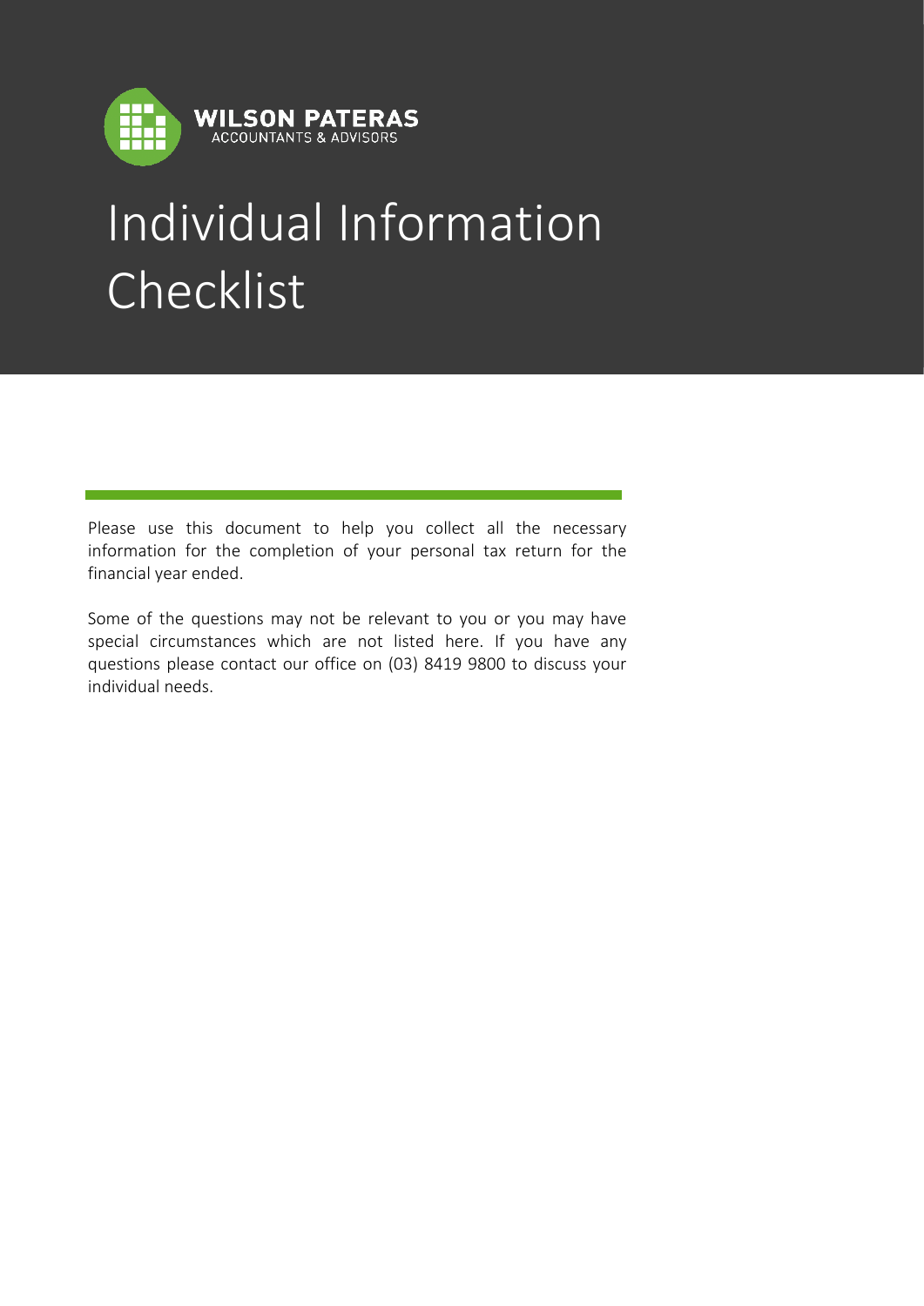**WILSON PATERAS**
ACCOUNTANTS & ADVISORS

# Individual Information Checklist

Please use this document to help you collect all the necessary information for the completion of your personal tax return for the financial year ended.

Some of the questions may not be relevant to you or you may have special circumstances which are not listed here. If you have any questions please contact our office on (03) 8419 9800 to discuss your individual needs.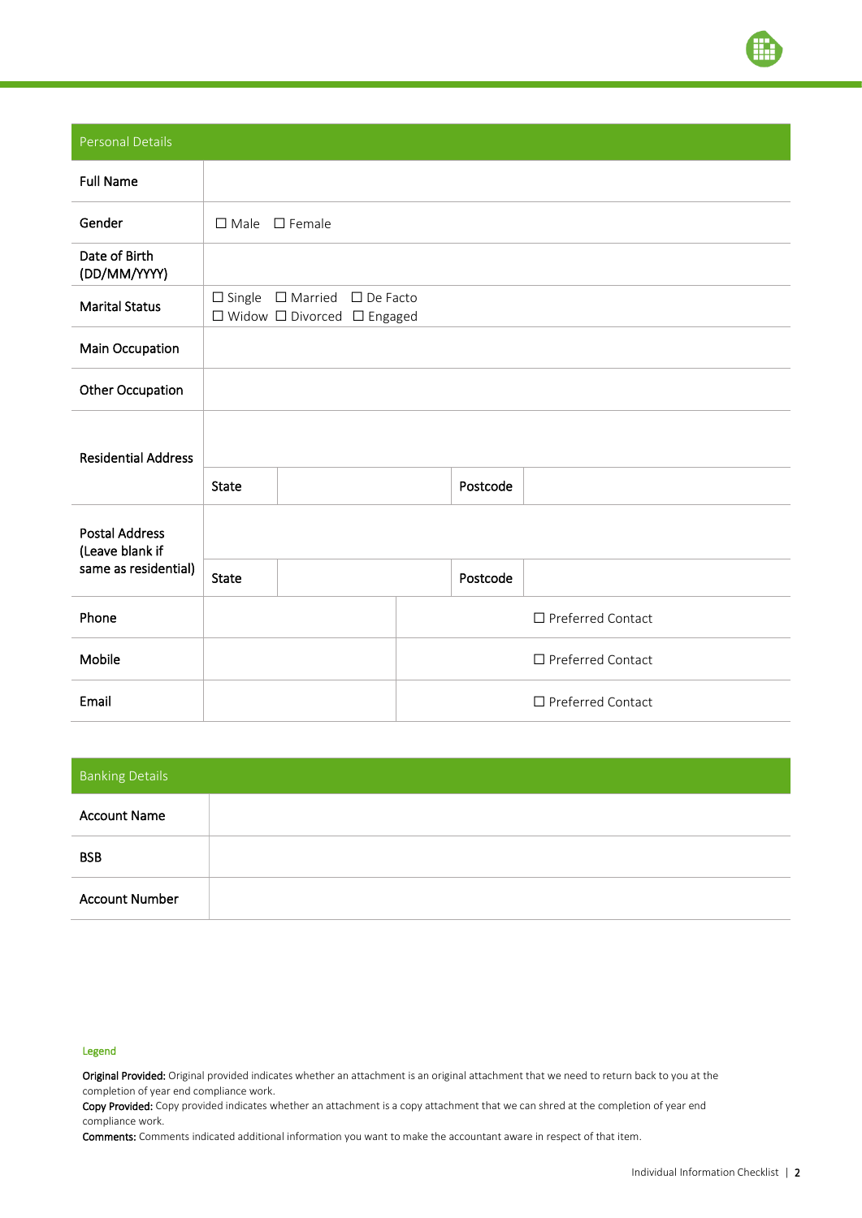## Personal Details

| Personal Details | | | | |
|---|---|---|---|---|
| Full Name | | | | |
| Gender | ☐ Male ☐ Female | | | |
| Date of Birth (DD/MM/YYYY) | | | | |
| Marital Status | ☐ Single ☐ Married ☐ De Facto<br>☐ Widow ☐ Divorced ☐ Engaged | | | |
| Main Occupation | | | | |
| Other Occupation | | | | |
| Residential Address | | | | |
| | State | | Postcode | |
| Postal Address (Leave blank if same as residential) | | | | |
| | State | | Postcode | |
| Phone | | ☐ Preferred Contact | | |
| Mobile | | ☐ Preferred Contact | | |
| Email | | ☐ Preferred Contact | | |

## Banking Details

| Banking Details | |
|---|---|
| Account Name | |
| BSB | |
| Account Number | |

Legend

**Original Provided:** Original provided indicates whether an attachment is an original attachment that we need to return back to you at the completion of year end compliance work.
**Copy Provided:** Copy provided indicates whether an attachment is a copy attachment that we can shred at the completion of year end compliance work.
**Comments:** Comments indicated additional information you want to make the accountant aware in respect of that item.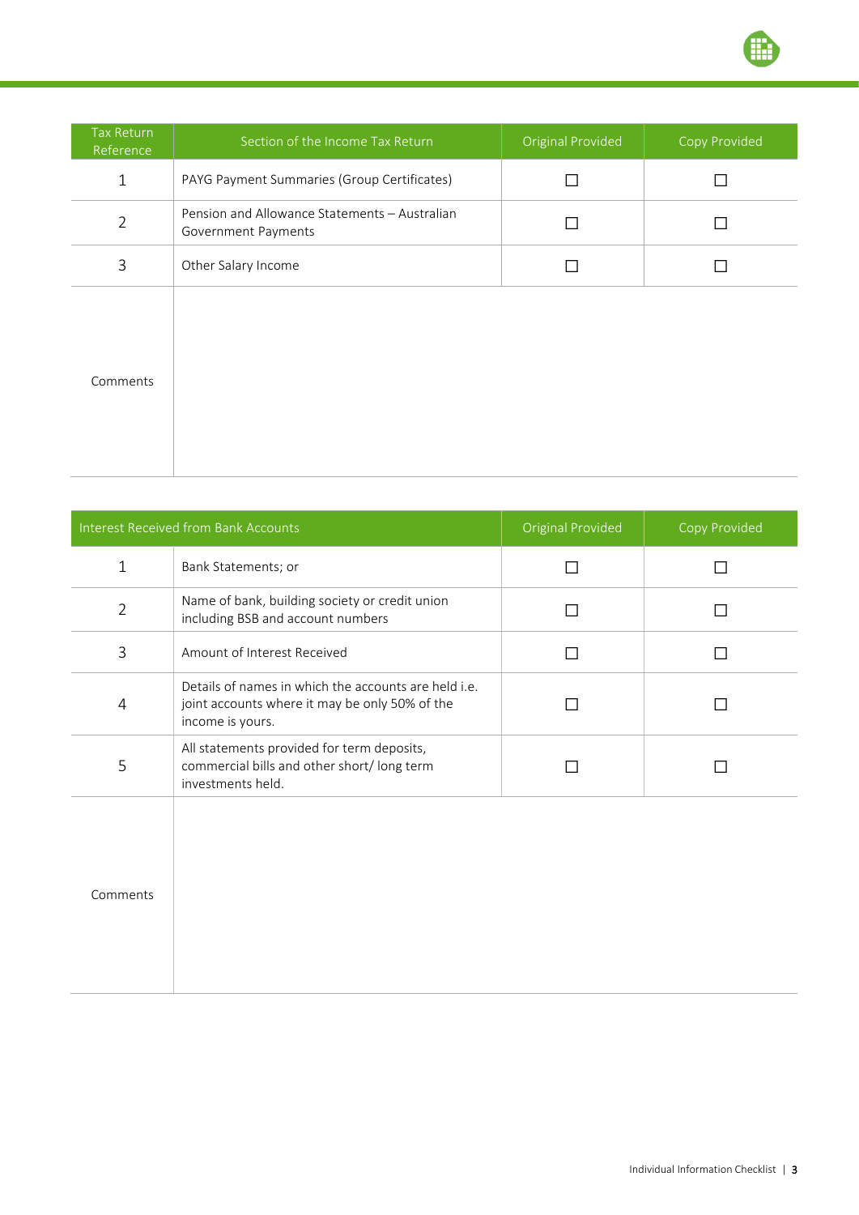| Tax Return Reference | Section of the Income Tax Return | Original Provided | Copy Provided |
|---|---|---|---|
| 1 | PAYG Payment Summaries (Group Certificates) | ☐ | ☐ |
| 2 | Pension and Allowance Statements – Australian Government Payments | ☐ | ☐ |
| 3 | Other Salary Income | ☐ | ☐ |
| Comments | | | |

| Interest Received from Bank Accounts | | Original Provided | Copy Provided |
|---|---|---|---|
| 1 | Bank Statements; or | ☐ | ☐ |
| 2 | Name of bank, building society or credit union including BSB and account numbers | ☐ | ☐ |
| 3 | Amount of Interest Received | ☐ | ☐ |
| 4 | Details of names in which the accounts are held i.e. joint accounts where it may be only 50% of the income is yours. | ☐ | ☐ |
| 5 | All statements provided for term deposits, commercial bills and other short/ long term investments held. | ☐ | ☐ |
| Comments | | | |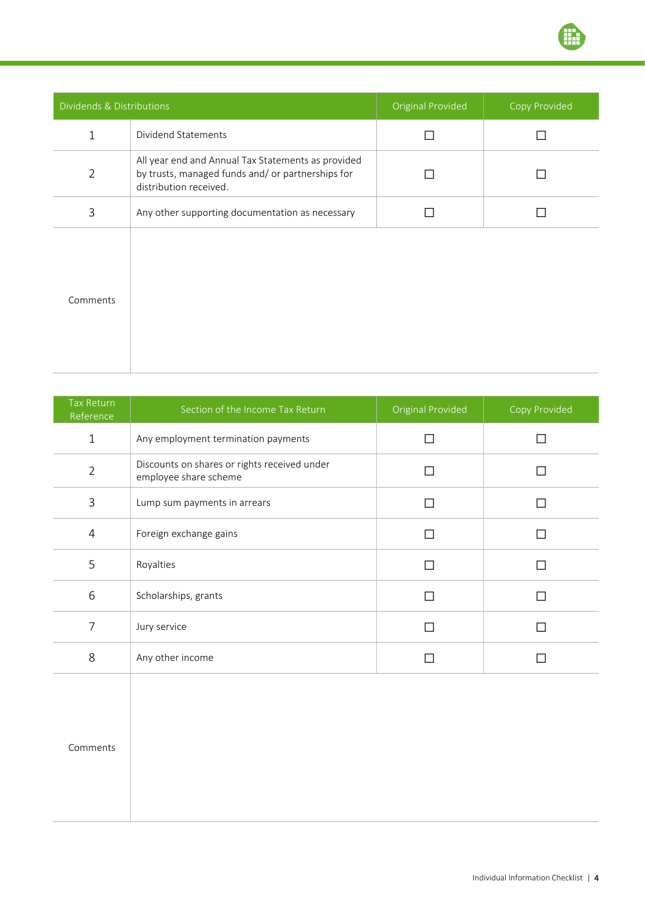| Dividends & Distributions | | Original Provided | Copy Provided |
|---|---|---|---|
| 1 | Dividend Statements | ☐ | ☐ |
| 2 | All year end and Annual Tax Statements as provided by trusts, managed funds and/ or partnerships for distribution received. | ☐ | ☐ |
| 3 | Any other supporting documentation as necessary | ☐ | ☐ |
| Comments | | | |

| Tax Return Reference | Section of the Income Tax Return | Original Provided | Copy Provided |
|---|---|---|---|
| 1 | Any employment termination payments | ☐ | ☐ |
| 2 | Discounts on shares or rights received under employee share scheme | ☐ | ☐ |
| 3 | Lump sum payments in arrears | ☐ | ☐ |
| 4 | Foreign exchange gains | ☐ | ☐ |
| 5 | Royalties | ☐ | ☐ |
| 6 | Scholarships, grants | ☐ | ☐ |
| 7 | Jury service | ☐ | ☐ |
| 8 | Any other income | ☐ | ☐ |
| Comments | | | |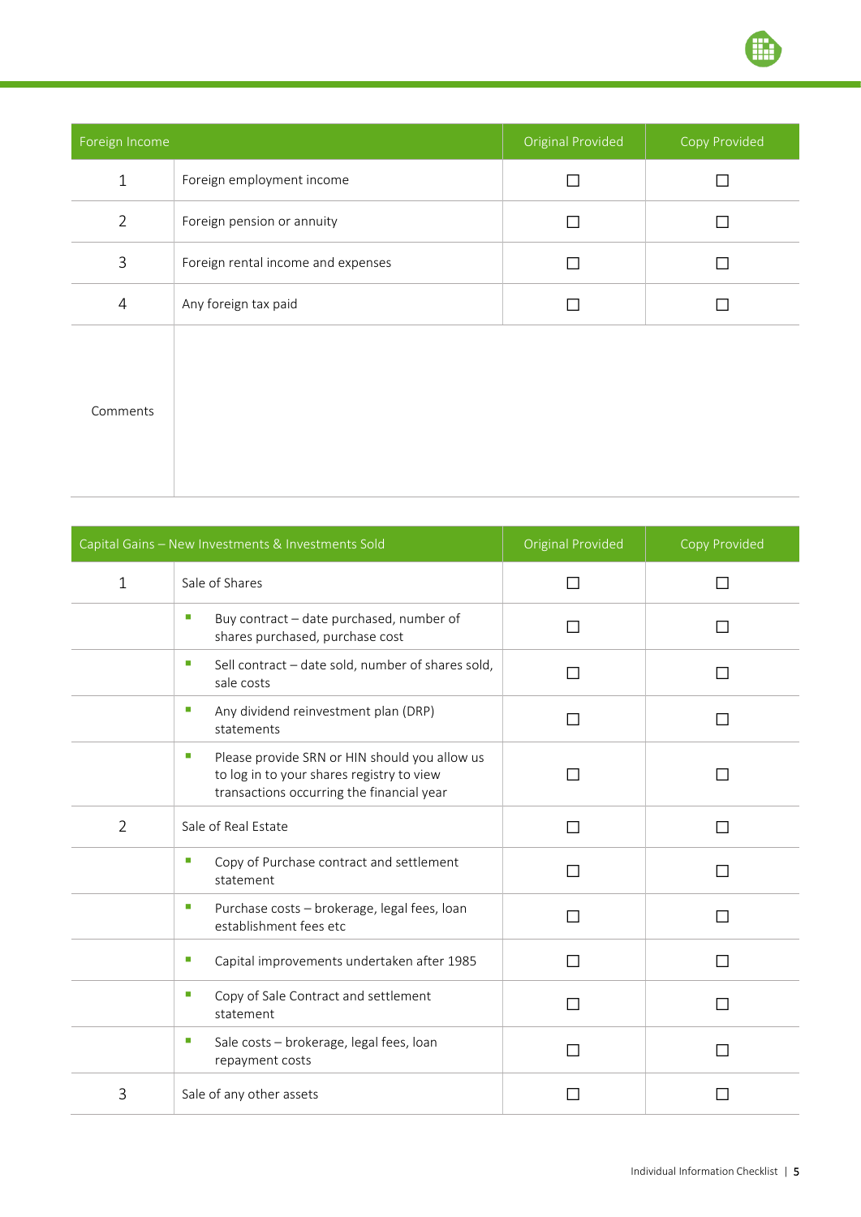| Foreign Income | | Original Provided | Copy Provided |
|---|---|---|---|
| 1 | Foreign employment income | ☐ | ☐ |
| 2 | Foreign pension or annuity | ☐ | ☐ |
| 3 | Foreign rental income and expenses | ☐ | ☐ |
| 4 | Any foreign tax paid | ☐ | ☐ |
| Comments | | | |

| Capital Gains – New Investments & Investments Sold | | Original Provided | Copy Provided |
|---|---|---|---|
| 1 | Sale of Shares | ☐ | ☐ |
| | ▪ Buy contract – date purchased, number of shares purchased, purchase cost | ☐ | ☐ |
| | ▪ Sell contract – date sold, number of shares sold, sale costs | ☐ | ☐ |
| | ▪ Any dividend reinvestment plan (DRP) statements | ☐ | ☐ |
| | ▪ Please provide SRN or HIN should you allow us to log in to your shares registry to view transactions occurring the financial year | ☐ | ☐ |
| 2 | Sale of Real Estate | ☐ | ☐ |
| | ▪ Copy of Purchase contract and settlement statement | ☐ | ☐ |
| | ▪ Purchase costs – brokerage, legal fees, loan establishment fees etc | ☐ | ☐ |
| | ▪ Capital improvements undertaken after 1985 | ☐ | ☐ |
| | ▪ Copy of Sale Contract and settlement statement | ☐ | ☐ |
| | ▪ Sale costs – brokerage, legal fees, loan repayment costs | ☐ | ☐ |
| 3 | Sale of any other assets | ☐ | ☐ |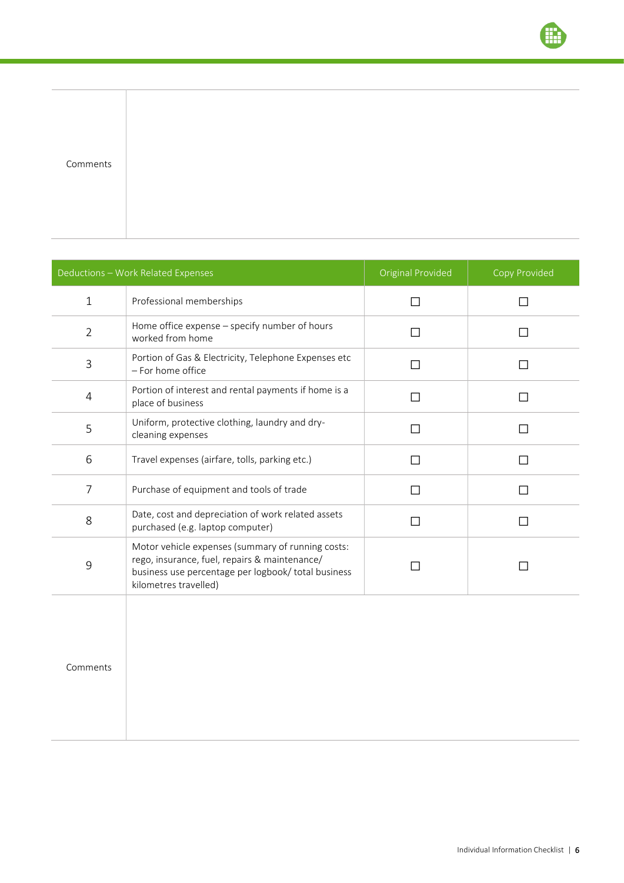| Comments | |
|---|---|

| | Deductions – Work Related Expenses | Original Provided | Copy Provided |
|---|---|---|---|
| 1 | Professional memberships | ☐ | ☐ |
| 2 | Home office expense – specify number of hours worked from home | ☐ | ☐ |
| 3 | Portion of Gas & Electricity, Telephone Expenses etc – For home office | ☐ | ☐ |
| 4 | Portion of interest and rental payments if home is a place of business | ☐ | ☐ |
| 5 | Uniform, protective clothing, laundry and dry-cleaning expenses | ☐ | ☐ |
| 6 | Travel expenses (airfare, tolls, parking etc.) | ☐ | ☐ |
| 7 | Purchase of equipment and tools of trade | ☐ | ☐ |
| 8 | Date, cost and depreciation of work related assets purchased (e.g. laptop computer) | ☐ | ☐ |
| 9 | Motor vehicle expenses (summary of running costs: rego, insurance, fuel, repairs & maintenance/ business use percentage per logbook/ total business kilometres travelled) | ☐ | ☐ |
| Comments | | | |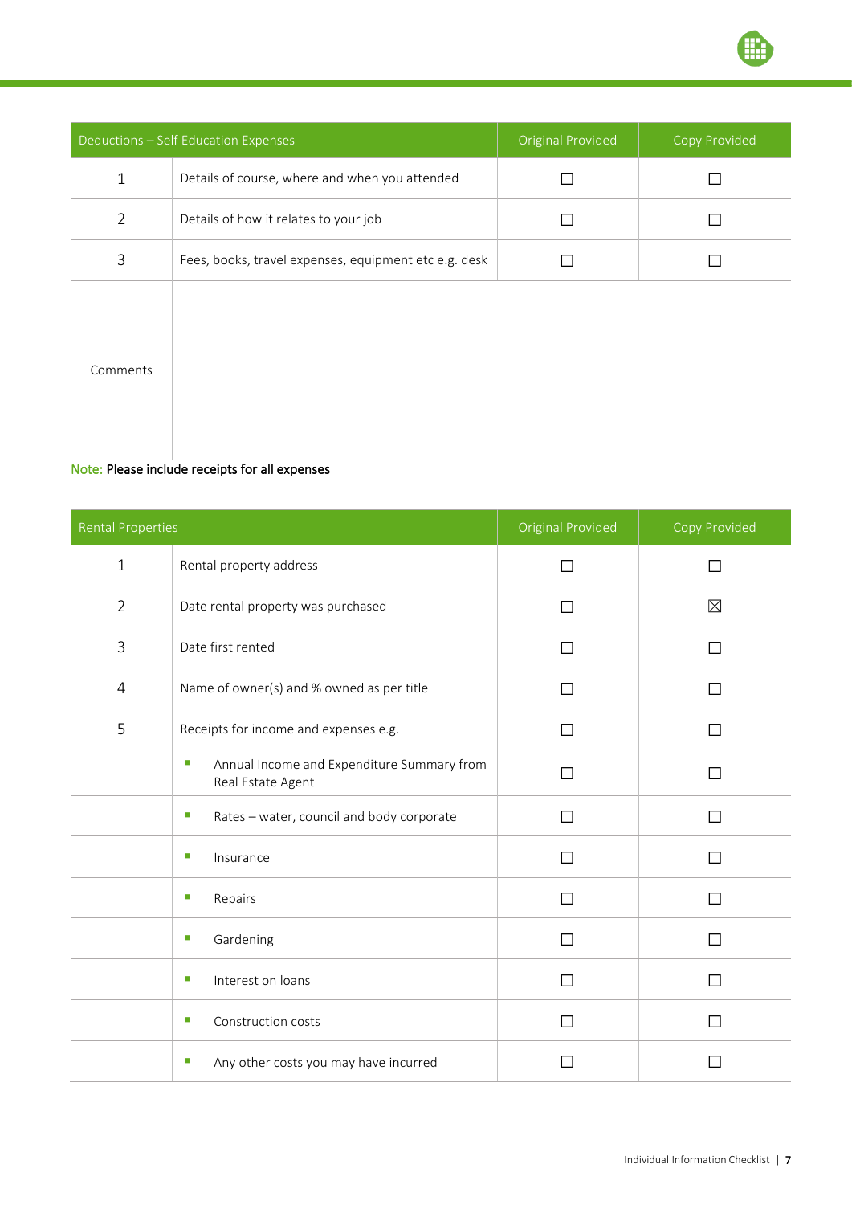| Deductions – Self Education Expenses | | Original Provided | Copy Provided |
|---|---|---|---|
| 1 | Details of course, where and when you attended | ☐ | ☐ |
| 2 | Details of how it relates to your job | ☐ | ☐ |
| 3 | Fees, books, travel expenses, equipment etc e.g. desk | ☐ | ☐ |
| Comments | | | |

Note: **Please include receipts for all expenses**

| Rental Properties | | Original Provided | Copy Provided |
|---|---|---|---|
| 1 | Rental property address | ☐ | ☐ |
| 2 | Date rental property was purchased | ☐ | ☒ |
| 3 | Date first rented | ☐ | ☐ |
| 4 | Name of owner(s) and % owned as per title | ☐ | ☐ |
| 5 | Receipts for income and expenses e.g. | ☐ | ☐ |
| | ▪ Annual Income and Expenditure Summary from Real Estate Agent | ☐ | ☐ |
| | ▪ Rates – water, council and body corporate | ☐ | ☐ |
| | ▪ Insurance | ☐ | ☐ |
| | ▪ Repairs | ☐ | ☐ |
| | ▪ Gardening | ☐ | ☐ |
| | ▪ Interest on loans | ☐ | ☐ |
| | ▪ Construction costs | ☐ | ☐ |
| | ▪ Any other costs you may have incurred | ☐ | ☐ |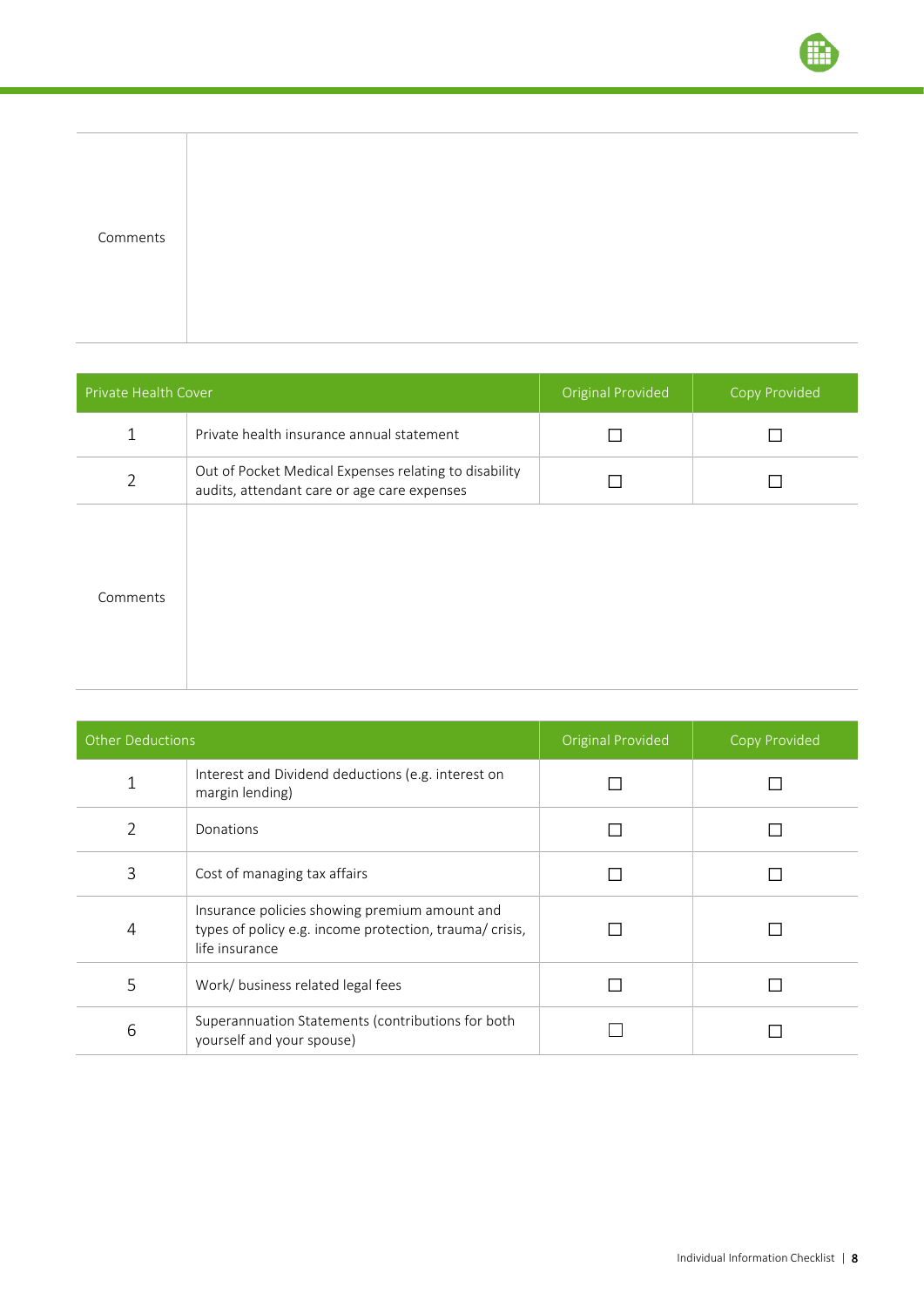| Comments | |
|---|---|

| Private Health Cover | | Original Provided | Copy Provided |
|---|---|---|---|
| 1 | Private health insurance annual statement | ☐ | ☐ |
| 2 | Out of Pocket Medical Expenses relating to disability audits, attendant care or age care expenses | ☐ | ☐ |
| Comments | | | |

| Other Deductions | | Original Provided | Copy Provided |
|---|---|---|---|
| 1 | Interest and Dividend deductions (e.g. interest on margin lending) | ☐ | ☐ |
| 2 | Donations | ☐ | ☐ |
| 3 | Cost of managing tax affairs | ☐ | ☐ |
| 4 | Insurance policies showing premium amount and types of policy e.g. income protection, trauma/ crisis, life insurance | ☐ | ☐ |
| 5 | Work/ business related legal fees | ☐ | ☐ |
| 6 | Superannuation Statements (contributions for both yourself and your spouse) | ☐ | ☐ |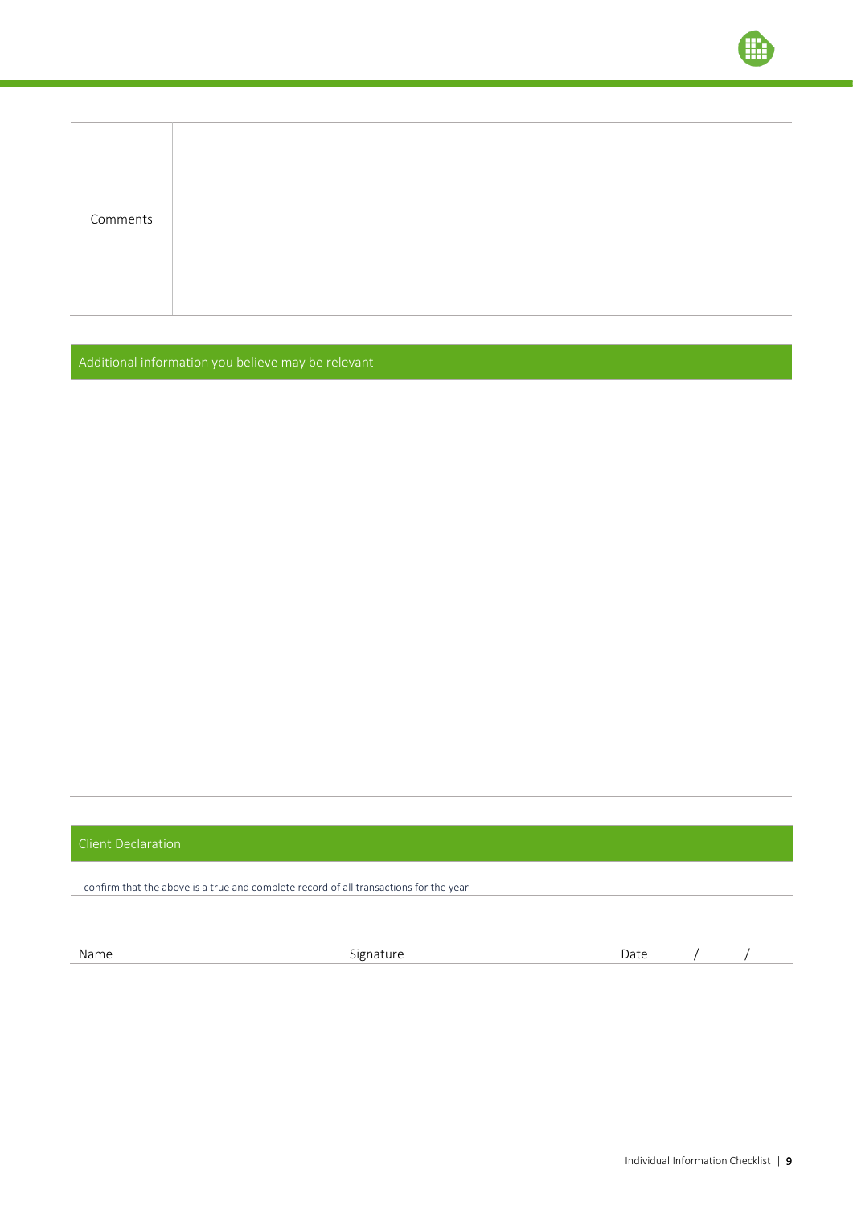| Comments | |
|---|---|

## Additional information you believe may be relevant

## Client Declaration

I confirm that the above is a true and complete record of all transactions for the year

| Name | Signature | Date / / |
|---|---|---|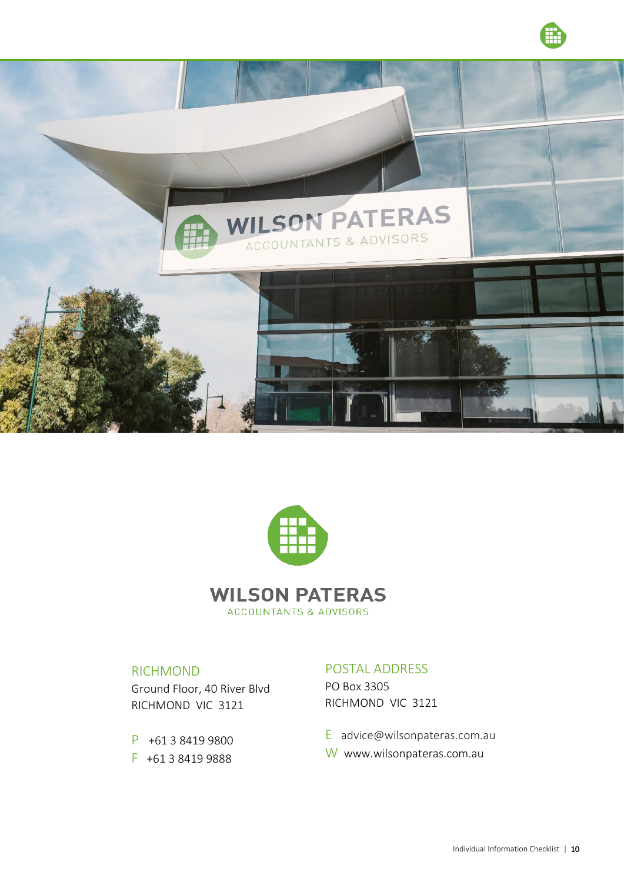**WILSON PATERAS**
ACCOUNTANTS & ADVISORS

### RICHMOND

Ground Floor, 40 River Blvd
RICHMOND VIC 3121

P +61 3 8419 9800
F +61 3 8419 9888

### POSTAL ADDRESS

PO Box 3305
RICHMOND VIC 3121

E advice@wilsonpateras.com.au
W www.wilsonpateras.com.au